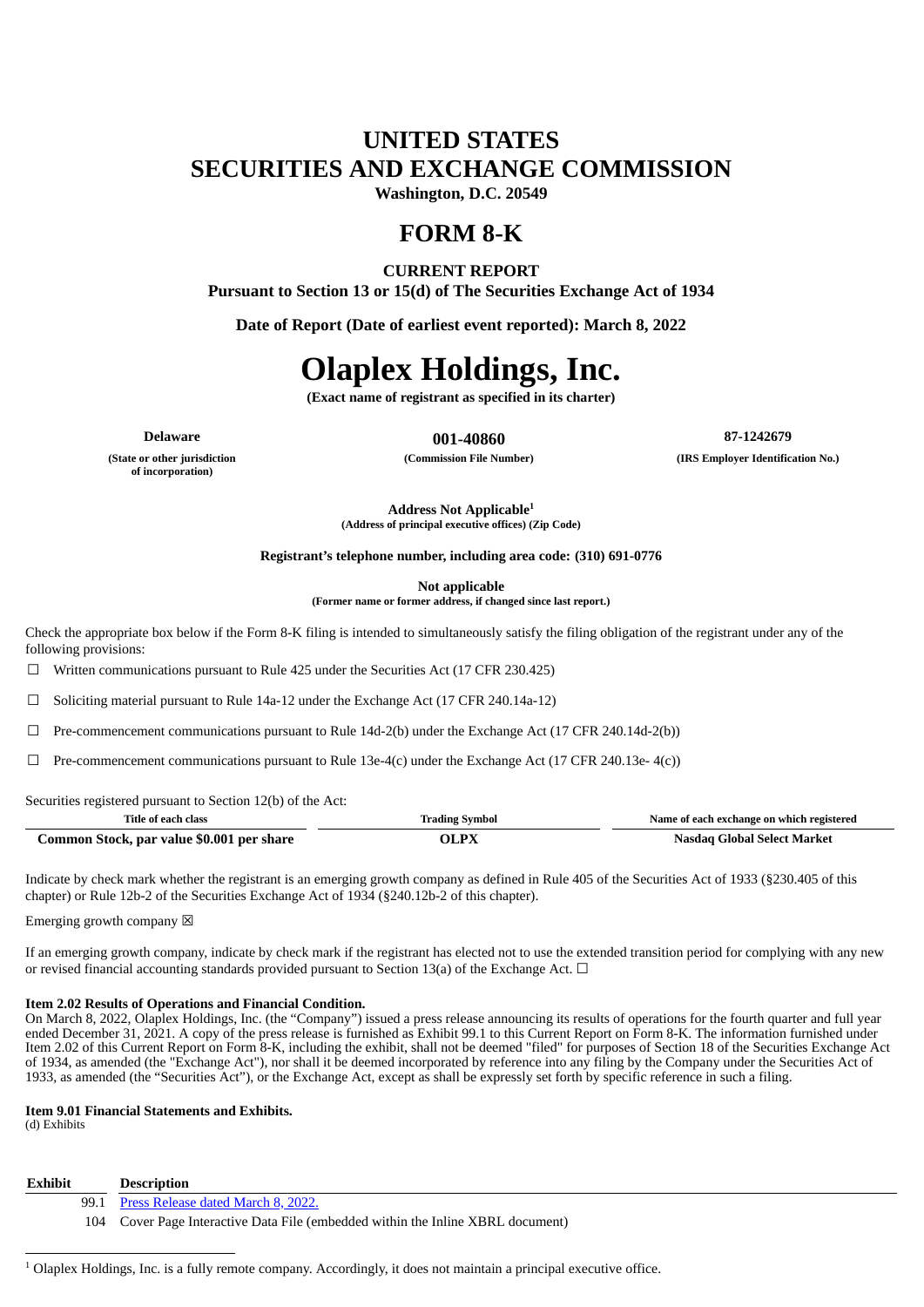# UNITED STATES
# SECURITIES AND EXCHANGE COMMISSION

**Washington, D.C. 20549**

# FORM 8-K

**CURRENT REPORT**

**Pursuant to Section 13 or 15(d) of The Securities Exchange Act of 1934**

**Date of Report (Date of earliest event reported): March 8, 2022**

# Olaplex Holdings, Inc.

**(Exact name of registrant as specified in its charter)**

| Delaware | 001-40860 | 87-1242679 |
|---|---|---|
| (State or other jurisdiction of incorporation) | (Commission File Number) | (IRS Employer Identification No.) |

**Address Not Applicable[1]**
**(Address of principal executive offices) (Zip Code)**

**Registrant's telephone number, including area code: (310) 691-0776**

**Not applicable**
**(Former name or former address, if changed since last report.)**

Check the appropriate box below if the Form 8-K filing is intended to simultaneously satisfy the filing obligation of the registrant under any of the following provisions:

☐ Written communications pursuant to Rule 425 under the Securities Act (17 CFR 230.425)

☐ Soliciting material pursuant to Rule 14a-12 under the Exchange Act (17 CFR 240.14a-12)

☐ Pre-commencement communications pursuant to Rule 14d-2(b) under the Exchange Act (17 CFR 240.14d-2(b))

☐ Pre-commencement communications pursuant to Rule 13e-4(c) under the Exchange Act (17 CFR 240.13e- 4(c))

Securities registered pursuant to Section 12(b) of the Act:

| Title of each class | Trading Symbol | Name of each exchange on which registered |
|---|---|---|
| **Common Stock, par value $0.001 per share** | **OLPX** | **Nasdaq Global Select Market** |

Indicate by check mark whether the registrant is an emerging growth company as defined in Rule 405 of the Securities Act of 1933 (§230.405 of this chapter) or Rule 12b-2 of the Securities Exchange Act of 1934 (§240.12b-2 of this chapter).

Emerging growth company ☒

If an emerging growth company, indicate by check mark if the registrant has elected not to use the extended transition period for complying with any new or revised financial accounting standards provided pursuant to Section 13(a) of the Exchange Act. ☐

**Item 2.02 Results of Operations and Financial Condition.**

On March 8, 2022, Olaplex Holdings, Inc. (the "Company") issued a press release announcing its results of operations for the fourth quarter and full year ended December 31, 2021. A copy of the press release is furnished as Exhibit 99.1 to this Current Report on Form 8-K. The information furnished under Item 2.02 of this Current Report on Form 8-K, including the exhibit, shall not be deemed "filed" for purposes of Section 18 of the Securities Exchange Act of 1934, as amended (the "Exchange Act"), nor shall it be deemed incorporated by reference into any filing by the Company under the Securities Act of 1933, as amended (the "Securities Act"), or the Exchange Act, except as shall be expressly set forth by specific reference in such a filing.

**Item 9.01 Financial Statements and Exhibits.**

(d) Exhibits

| Exhibit | Description |
|---|---|
| 99.1 | Press Release dated March 8, 2022. |
| 104 | Cover Page Interactive Data File (embedded within the Inline XBRL document) |

[1] Olaplex Holdings, Inc. is a fully remote company. Accordingly, it does not maintain a principal executive office.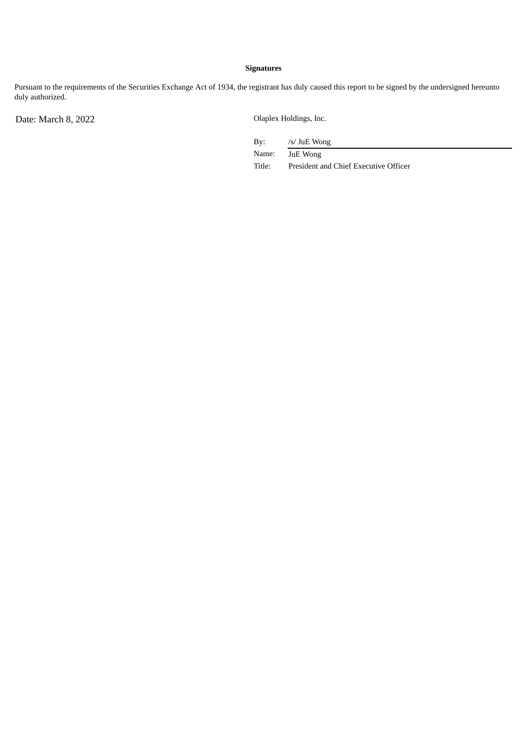**Signatures**

Pursuant to the requirements of the Securities Exchange Act of 1934, the registrant has duly caused this report to be signed by the undersigned hereunto duly authorized.

Date: March 8, 2022

Olaplex Holdings, Inc.

| | |
|---|---|
| By: | /s/ JuE Wong |
| Name: | JuE Wong |
| Title: | President and Chief Executive Officer |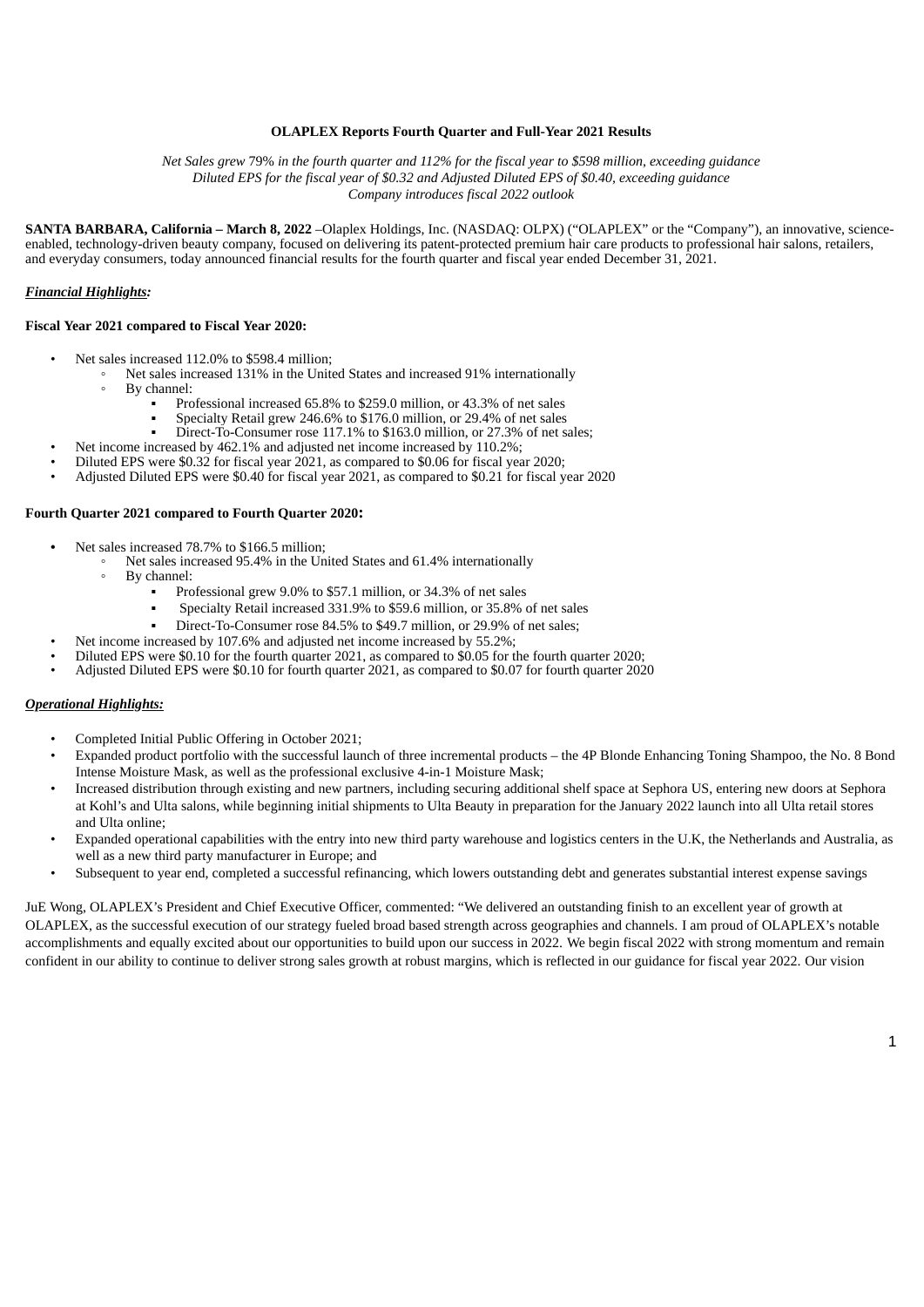**OLAPLEX Reports Fourth Quarter and Full-Year 2021 Results**

*Net Sales grew 79% in the fourth quarter and 112% for the fiscal year to $598 million, exceeding guidance*
*Diluted EPS for the fiscal year of $0.32 and Adjusted Diluted EPS of $0.40, exceeding guidance*
*Company introduces fiscal 2022 outlook*

**SANTA BARBARA, California – March 8, 2022** –Olaplex Holdings, Inc. (NASDAQ: OLPX) ("OLAPLEX" or the "Company"), an innovative, science-enabled, technology-driven beauty company, focused on delivering its patent-protected premium hair care products to professional hair salons, retailers, and everyday consumers, today announced financial results for the fourth quarter and fiscal year ended December 31, 2021.

***Financial Highlights:***

**Fiscal Year 2021 compared to Fiscal Year 2020:**

- Net sales increased 112.0% to $598.4 million;
  - Net sales increased 131% in the United States and increased 91% internationally
  - By channel:
    - Professional increased 65.8% to $259.0 million, or 43.3% of net sales
    - Specialty Retail grew 246.6% to $176.0 million, or 29.4% of net sales
    - Direct-To-Consumer rose 117.1% to $163.0 million, or 27.3% of net sales;
- Net income increased by 462.1% and adjusted net income increased by 110.2%;
- Diluted EPS were $0.32 for fiscal year 2021, as compared to $0.06 for fiscal year 2020;
- Adjusted Diluted EPS were $0.40 for fiscal year 2021, as compared to $0.21 for fiscal year 2020

**Fourth Quarter 2021 compared to Fourth Quarter 2020:**

- Net sales increased 78.7% to $166.5 million;
  - Net sales increased 95.4% in the United States and 61.4% internationally
  - By channel:
    - Professional grew 9.0% to $57.1 million, or 34.3% of net sales
    - Specialty Retail increased 331.9% to $59.6 million, or 35.8% of net sales
    - Direct-To-Consumer rose 84.5% to $49.7 million, or 29.9% of net sales;
- Net income increased by 107.6% and adjusted net income increased by 55.2%;
- Diluted EPS were $0.10 for the fourth quarter 2021, as compared to $0.05 for the fourth quarter 2020;
- Adjusted Diluted EPS were $0.10 for fourth quarter 2021, as compared to $0.07 for fourth quarter 2020

***Operational Highlights:***

- Completed Initial Public Offering in October 2021;
- Expanded product portfolio with the successful launch of three incremental products – the 4P Blonde Enhancing Toning Shampoo, the No. 8 Bond Intense Moisture Mask, as well as the professional exclusive 4-in-1 Moisture Mask;
- Increased distribution through existing and new partners, including securing additional shelf space at Sephora US, entering new doors at Sephora at Kohl's and Ulta salons, while beginning initial shipments to Ulta Beauty in preparation for the January 2022 launch into all Ulta retail stores and Ulta online;
- Expanded operational capabilities with the entry into new third party warehouse and logistics centers in the U.K, the Netherlands and Australia, as well as a new third party manufacturer in Europe; and
- Subsequent to year end, completed a successful refinancing, which lowers outstanding debt and generates substantial interest expense savings

JuE Wong, OLAPLEX's President and Chief Executive Officer, commented: "We delivered an outstanding finish to an excellent year of growth at OLAPLEX, as the successful execution of our strategy fueled broad based strength across geographies and channels. I am proud of OLAPLEX's notable accomplishments and equally excited about our opportunities to build upon our success in 2022. We begin fiscal 2022 with strong momentum and remain confident in our ability to continue to deliver strong sales growth at robust margins, which is reflected in our guidance for fiscal year 2022. Our vision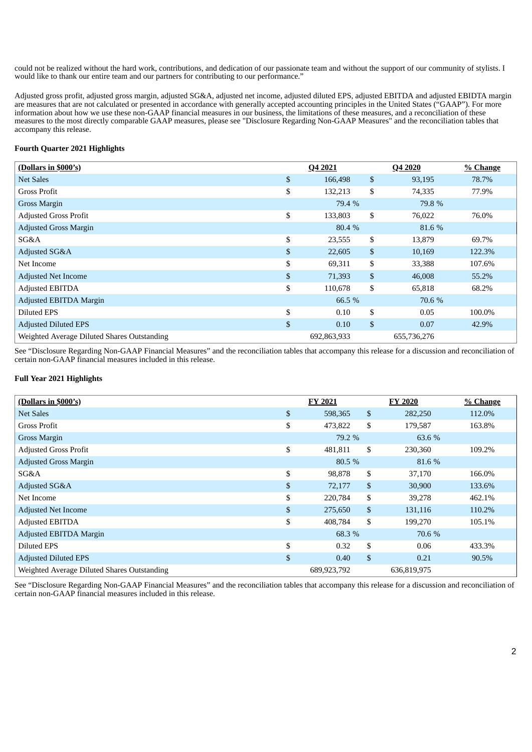could not be realized without the hard work, contributions, and dedication of our passionate team and without the support of our community of stylists. I would like to thank our entire team and our partners for contributing to our performance."

Adjusted gross profit, adjusted gross margin, adjusted SG&A, adjusted net income, adjusted diluted EPS, adjusted EBITDA and adjusted EBIDTA margin are measures that are not calculated or presented in accordance with generally accepted accounting principles in the United States ("GAAP"). For more information about how we use these non-GAAP financial measures in our business, the limitations of these measures, and a reconciliation of these measures to the most directly comparable GAAP measures, please see "Disclosure Regarding Non-GAAP Measures" and the reconciliation tables that accompany this release.

**Fourth Quarter 2021 Highlights**

| (Dollars in $000's) | | Q4 2021 | | Q4 2020 | % Change |
|---|---|---|---|---|---|
| Net Sales | $ | 166,498 | $ | 93,195 | 78.7% |
| Gross Profit | $ | 132,213 | $ | 74,335 | 77.9% |
| Gross Margin | | 79.4 % | | 79.8 % | |
| Adjusted Gross Profit | $ | 133,803 | $ | 76,022 | 76.0% |
| Adjusted Gross Margin | | 80.4 % | | 81.6 % | |
| SG&A | $ | 23,555 | $ | 13,879 | 69.7% |
| Adjusted SG&A | $ | 22,605 | $ | 10,169 | 122.3% |
| Net Income | $ | 69,311 | $ | 33,388 | 107.6% |
| Adjusted Net Income | $ | 71,393 | $ | 46,008 | 55.2% |
| Adjusted EBITDA | $ | 110,678 | $ | 65,818 | 68.2% |
| Adjusted EBITDA Margin | | 66.5 % | | 70.6 % | |
| Diluted EPS | $ | 0.10 | $ | 0.05 | 100.0% |
| Adjusted Diluted EPS | $ | 0.10 | $ | 0.07 | 42.9% |
| Weighted Average Diluted Shares Outstanding | | 692,863,933 | | 655,736,276 | |

See "Disclosure Regarding Non-GAAP Financial Measures" and the reconciliation tables that accompany this release for a discussion and reconciliation of certain non-GAAP financial measures included in this release.

**Full Year 2021 Highlights**

| (Dollars in $000's) | | FY 2021 | | FY 2020 | % Change |
|---|---|---|---|---|---|
| Net Sales | $ | 598,365 | $ | 282,250 | 112.0% |
| Gross Profit | $ | 473,822 | $ | 179,587 | 163.8% |
| Gross Margin | | 79.2 % | | 63.6 % | |
| Adjusted Gross Profit | $ | 481,811 | $ | 230,360 | 109.2% |
| Adjusted Gross Margin | | 80.5 % | | 81.6 % | |
| SG&A | $ | 98,878 | $ | 37,170 | 166.0% |
| Adjusted SG&A | $ | 72,177 | $ | 30,900 | 133.6% |
| Net Income | $ | 220,784 | $ | 39,278 | 462.1% |
| Adjusted Net Income | $ | 275,650 | $ | 131,116 | 110.2% |
| Adjusted EBITDA | $ | 408,784 | $ | 199,270 | 105.1% |
| Adjusted EBITDA Margin | | 68.3 % | | 70.6 % | |
| Diluted EPS | $ | 0.32 | $ | 0.06 | 433.3% |
| Adjusted Diluted EPS | $ | 0.40 | $ | 0.21 | 90.5% |
| Weighted Average Diluted Shares Outstanding | | 689,923,792 | | 636,819,975 | |

See "Disclosure Regarding Non-GAAP Financial Measures" and the reconciliation tables that accompany this release for a discussion and reconciliation of certain non-GAAP financial measures included in this release.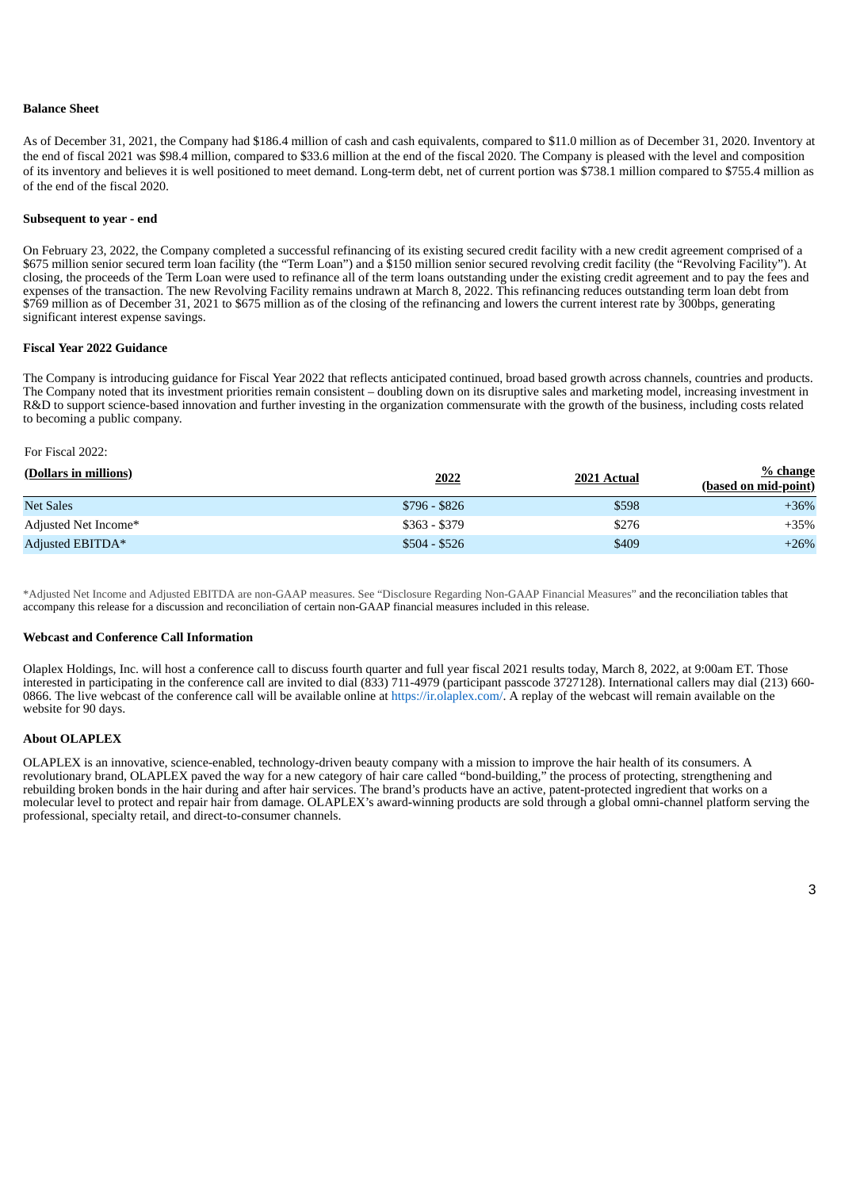**Balance Sheet**

As of December 31, 2021, the Company had $186.4 million of cash and cash equivalents, compared to $11.0 million as of December 31, 2020. Inventory at the end of fiscal 2021 was $98.4 million, compared to $33.6 million at the end of the fiscal 2020. The Company is pleased with the level and composition of its inventory and believes it is well positioned to meet demand. Long-term debt, net of current portion was $738.1 million compared to $755.4 million as of the end of the fiscal 2020.

**Subsequent to year - end**

On February 23, 2022, the Company completed a successful refinancing of its existing secured credit facility with a new credit agreement comprised of a $675 million senior secured term loan facility (the "Term Loan") and a $150 million senior secured revolving credit facility (the "Revolving Facility"). At closing, the proceeds of the Term Loan were used to refinance all of the term loans outstanding under the existing credit agreement and to pay the fees and expenses of the transaction. The new Revolving Facility remains undrawn at March 8, 2022. This refinancing reduces outstanding term loan debt from $769 million as of December 31, 2021 to $675 million as of the closing of the refinancing and lowers the current interest rate by 300bps, generating significant interest expense savings.

**Fiscal Year 2022 Guidance**

The Company is introducing guidance for Fiscal Year 2022 that reflects anticipated continued, broad based growth across channels, countries and products. The Company noted that its investment priorities remain consistent – doubling down on its disruptive sales and marketing model, increasing investment in R&D to support science-based innovation and further investing in the organization commensurate with the growth of the business, including costs related to becoming a public company.

For Fiscal 2022:

| (Dollars in millions) | 2022 | 2021 Actual | % change (based on mid-point) |
|---|---|---|---|
| Net Sales | $796 - $826 | $598 | +36% |
| Adjusted Net Income* | $363 - $379 | $276 | +35% |
| Adjusted EBITDA* | $504 - $526 | $409 | +26% |

*Adjusted Net Income and Adjusted EBITDA are non-GAAP measures. See "Disclosure Regarding Non-GAAP Financial Measures" and the reconciliation tables that accompany this release for a discussion and reconciliation of certain non-GAAP financial measures included in this release.

**Webcast and Conference Call Information**

Olaplex Holdings, Inc. will host a conference call to discuss fourth quarter and full year fiscal 2021 results today, March 8, 2022, at 9:00am ET. Those interested in participating in the conference call are invited to dial (833) 711-4979 (participant passcode 3727128). International callers may dial (213) 660-0866. The live webcast of the conference call will be available online at https://ir.olaplex.com/. A replay of the webcast will remain available on the website for 90 days.

**About OLAPLEX**

OLAPLEX is an innovative, science-enabled, technology-driven beauty company with a mission to improve the hair health of its consumers. A revolutionary brand, OLAPLEX paved the way for a new category of hair care called "bond-building," the process of protecting, strengthening and rebuilding broken bonds in the hair during and after hair services. The brand's products have an active, patent-protected ingredient that works on a molecular level to protect and repair hair from damage. OLAPLEX's award-winning products are sold through a global omni-channel platform serving the professional, specialty retail, and direct-to-consumer channels.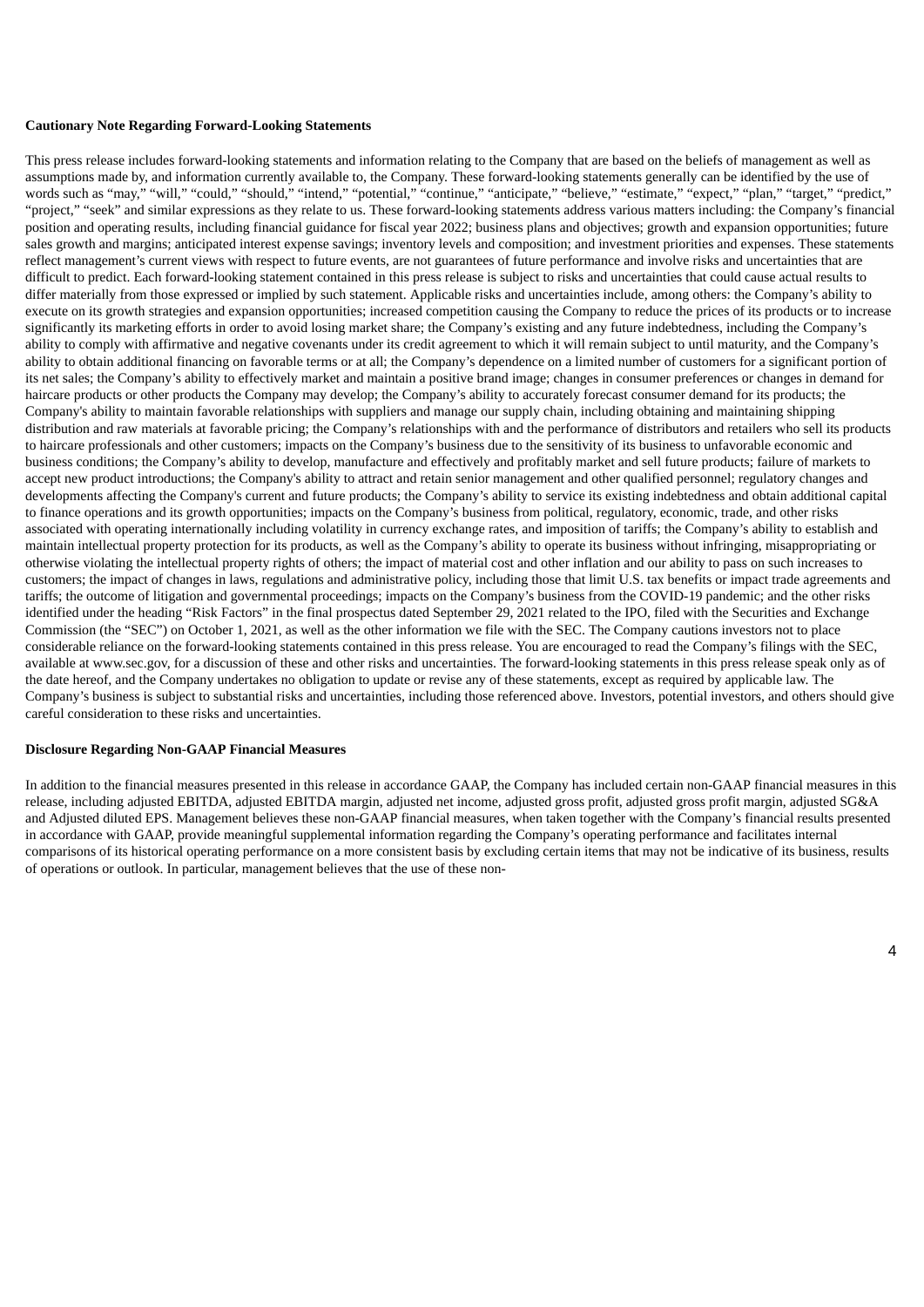**Cautionary Note Regarding Forward-Looking Statements**

This press release includes forward-looking statements and information relating to the Company that are based on the beliefs of management as well as assumptions made by, and information currently available to, the Company. These forward-looking statements generally can be identified by the use of words such as "may," "will," "could," "should," "intend," "potential," "continue," "anticipate," "believe," "estimate," "expect," "plan," "target," "predict," "project," "seek" and similar expressions as they relate to us. These forward-looking statements address various matters including: the Company's financial position and operating results, including financial guidance for fiscal year 2022; business plans and objectives; growth and expansion opportunities; future sales growth and margins; anticipated interest expense savings; inventory levels and composition; and investment priorities and expenses. These statements reflect management's current views with respect to future events, are not guarantees of future performance and involve risks and uncertainties that are difficult to predict. Each forward-looking statement contained in this press release is subject to risks and uncertainties that could cause actual results to differ materially from those expressed or implied by such statement. Applicable risks and uncertainties include, among others: the Company's ability to execute on its growth strategies and expansion opportunities; increased competition causing the Company to reduce the prices of its products or to increase significantly its marketing efforts in order to avoid losing market share; the Company's existing and any future indebtedness, including the Company's ability to comply with affirmative and negative covenants under its credit agreement to which it will remain subject to until maturity, and the Company's ability to obtain additional financing on favorable terms or at all; the Company's dependence on a limited number of customers for a significant portion of its net sales; the Company's ability to effectively market and maintain a positive brand image; changes in consumer preferences or changes in demand for haircare products or other products the Company may develop; the Company's ability to accurately forecast consumer demand for its products; the Company's ability to maintain favorable relationships with suppliers and manage our supply chain, including obtaining and maintaining shipping distribution and raw materials at favorable pricing; the Company's relationships with and the performance of distributors and retailers who sell its products to haircare professionals and other customers; impacts on the Company's business due to the sensitivity of its business to unfavorable economic and business conditions; the Company's ability to develop, manufacture and effectively and profitably market and sell future products; failure of markets to accept new product introductions; the Company's ability to attract and retain senior management and other qualified personnel; regulatory changes and developments affecting the Company's current and future products; the Company's ability to service its existing indebtedness and obtain additional capital to finance operations and its growth opportunities; impacts on the Company's business from political, regulatory, economic, trade, and other risks associated with operating internationally including volatility in currency exchange rates, and imposition of tariffs; the Company's ability to establish and maintain intellectual property protection for its products, as well as the Company's ability to operate its business without infringing, misappropriating or otherwise violating the intellectual property rights of others; the impact of material cost and other inflation and our ability to pass on such increases to customers; the impact of changes in laws, regulations and administrative policy, including those that limit U.S. tax benefits or impact trade agreements and tariffs; the outcome of litigation and governmental proceedings; impacts on the Company's business from the COVID-19 pandemic; and the other risks identified under the heading "Risk Factors" in the final prospectus dated September 29, 2021 related to the IPO, filed with the Securities and Exchange Commission (the "SEC") on October 1, 2021, as well as the other information we file with the SEC. The Company cautions investors not to place considerable reliance on the forward-looking statements contained in this press release. You are encouraged to read the Company's filings with the SEC, available at www.sec.gov, for a discussion of these and other risks and uncertainties. The forward-looking statements in this press release speak only as of the date hereof, and the Company undertakes no obligation to update or revise any of these statements, except as required by applicable law. The Company's business is subject to substantial risks and uncertainties, including those referenced above. Investors, potential investors, and others should give careful consideration to these risks and uncertainties.

**Disclosure Regarding Non-GAAP Financial Measures**

In addition to the financial measures presented in this release in accordance GAAP, the Company has included certain non-GAAP financial measures in this release, including adjusted EBITDA, adjusted EBITDA margin, adjusted net income, adjusted gross profit, adjusted gross profit margin, adjusted SG&A and Adjusted diluted EPS. Management believes these non-GAAP financial measures, when taken together with the Company's financial results presented in accordance with GAAP, provide meaningful supplemental information regarding the Company's operating performance and facilitates internal comparisons of its historical operating performance on a more consistent basis by excluding certain items that may not be indicative of its business, results of operations or outlook. In particular, management believes that the use of these non-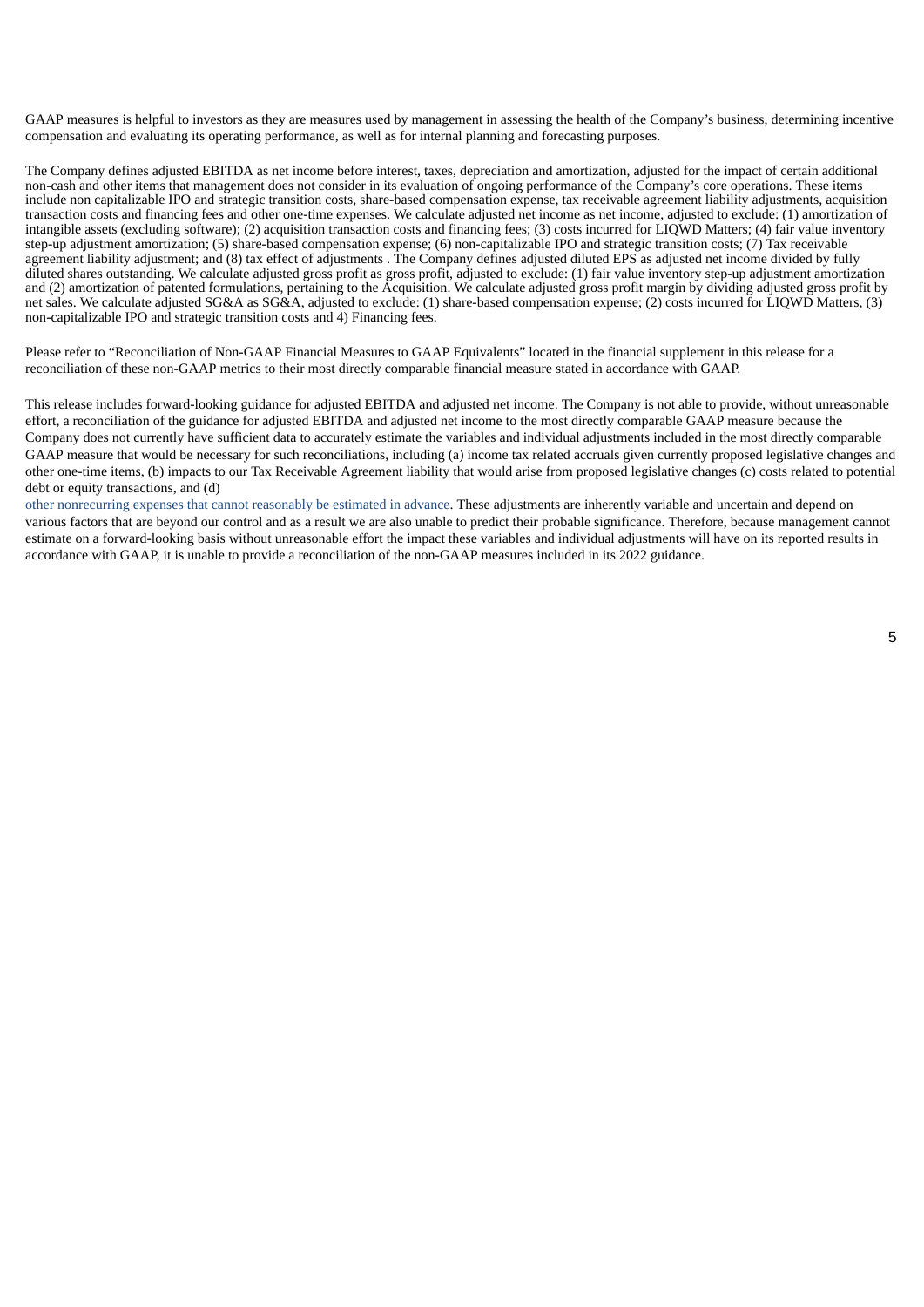GAAP measures is helpful to investors as they are measures used by management in assessing the health of the Company's business, determining incentive compensation and evaluating its operating performance, as well as for internal planning and forecasting purposes.

The Company defines adjusted EBITDA as net income before interest, taxes, depreciation and amortization, adjusted for the impact of certain additional non-cash and other items that management does not consider in its evaluation of ongoing performance of the Company's core operations. These items include non capitalizable IPO and strategic transition costs, share-based compensation expense, tax receivable agreement liability adjustments, acquisition transaction costs and financing fees and other one-time expenses. We calculate adjusted net income as net income, adjusted to exclude: (1) amortization of intangible assets (excluding software); (2) acquisition transaction costs and financing fees; (3) costs incurred for LIQWD Matters; (4) fair value inventory step-up adjustment amortization; (5) share-based compensation expense; (6) non-capitalizable IPO and strategic transition costs; (7) Tax receivable agreement liability adjustment; and (8) tax effect of adjustments . The Company defines adjusted diluted EPS as adjusted net income divided by fully diluted shares outstanding. We calculate adjusted gross profit as gross profit, adjusted to exclude: (1) fair value inventory step-up adjustment amortization and (2) amortization of patented formulations, pertaining to the Acquisition. We calculate adjusted gross profit margin by dividing adjusted gross profit by net sales. We calculate adjusted SG&A as SG&A, adjusted to exclude: (1) share-based compensation expense; (2) costs incurred for LIQWD Matters, (3) non-capitalizable IPO and strategic transition costs and 4) Financing fees.

Please refer to "Reconciliation of Non-GAAP Financial Measures to GAAP Equivalents" located in the financial supplement in this release for a reconciliation of these non-GAAP metrics to their most directly comparable financial measure stated in accordance with GAAP.

This release includes forward-looking guidance for adjusted EBITDA and adjusted net income. The Company is not able to provide, without unreasonable effort, a reconciliation of the guidance for adjusted EBITDA and adjusted net income to the most directly comparable GAAP measure because the Company does not currently have sufficient data to accurately estimate the variables and individual adjustments included in the most directly comparable GAAP measure that would be necessary for such reconciliations, including (a) income tax related accruals given currently proposed legislative changes and other one-time items, (b) impacts to our Tax Receivable Agreement liability that would arise from proposed legislative changes (c) costs related to potential debt or equity transactions, and (d) other nonrecurring expenses that cannot reasonably be estimated in advance. These adjustments are inherently variable and uncertain and depend on various factors that are beyond our control and as a result we are also unable to predict their probable significance. Therefore, because management cannot estimate on a forward-looking basis without unreasonable effort the impact these variables and individual adjustments will have on its reported results in accordance with GAAP, it is unable to provide a reconciliation of the non-GAAP measures included in its 2022 guidance.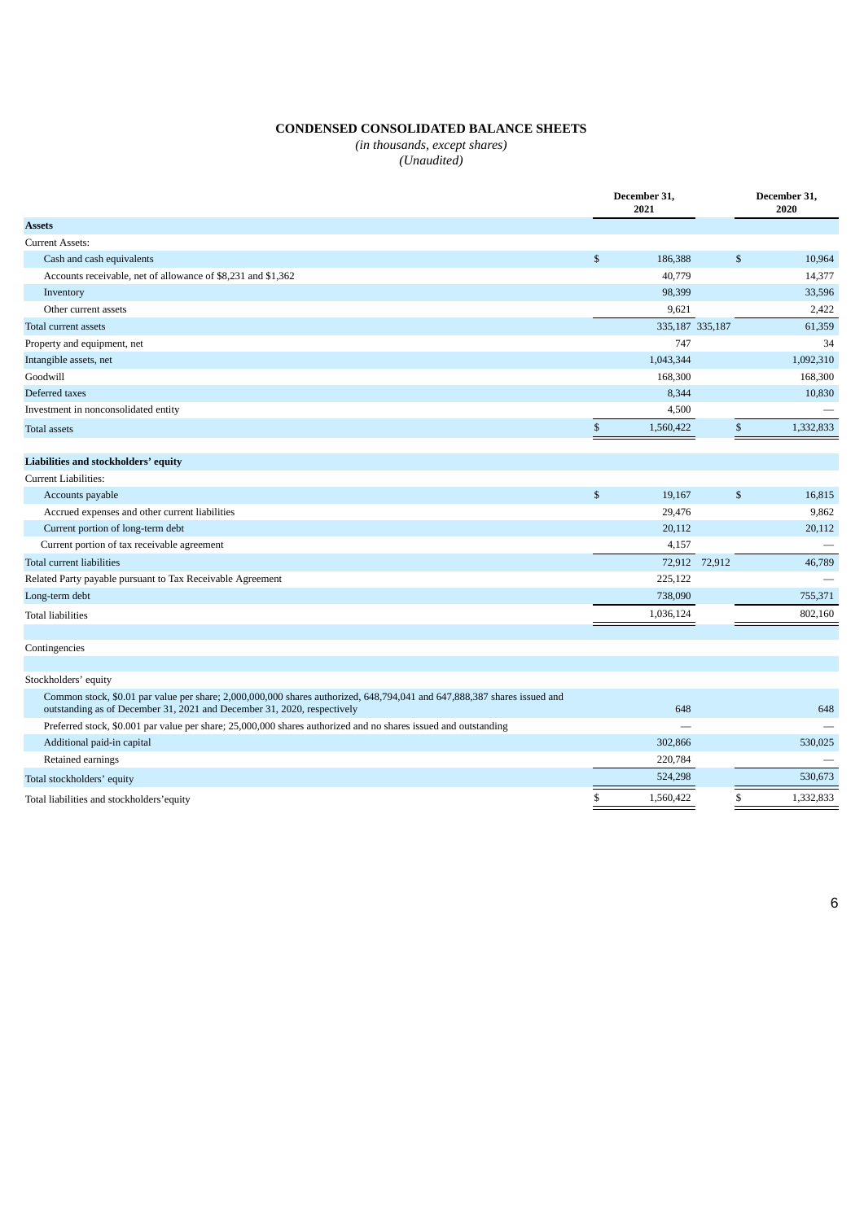# CONDENSED CONSOLIDATED BALANCE SHEETS

*(in thousands, except shares)*

*(Unaudited)*

| | December 31, 2021 | | December 31, 2020 |
|---|---|---|---|
| **Assets** | | | |
| Current Assets: | | | |
| Cash and cash equivalents | $ 186,388 | | $ 10,964 |
| Accounts receivable, net of allowance of $8,231 and $1,362 | 40,779 | | 14,377 |
| Inventory | 98,399 | | 33,596 |
| Other current assets | 9,621 | | 2,422 |
| Total current assets | 335,187 | 335,187 | 61,359 |
| Property and equipment, net | 747 | | 34 |
| Intangible assets, net | 1,043,344 | | 1,092,310 |
| Goodwill | 168,300 | | 168,300 |
| Deferred taxes | 8,344 | | 10,830 |
| Investment in nonconsolidated entity | 4,500 | | — |
| Total assets | $ 1,560,422 | | $ 1,332,833 |
| | | | |
| **Liabilities and stockholders' equity** | | | |
| Current Liabilities: | | | |
| Accounts payable | $ 19,167 | | $ 16,815 |
| Accrued expenses and other current liabilities | 29,476 | | 9,862 |
| Current portion of long-term debt | 20,112 | | 20,112 |
| Current portion of tax receivable agreement | 4,157 | | — |
| Total current liabilities | 72,912 | 72,912 | 46,789 |
| Related Party payable pursuant to Tax Receivable Agreement | 225,122 | | — |
| Long-term debt | 738,090 | | 755,371 |
| Total liabilities | 1,036,124 | | 802,160 |
| | | | |
| Contingencies | | | |
| | | | |
| Stockholders' equity | | | |
| Common stock, $0.01 par value per share; 2,000,000,000 shares authorized, 648,794,041 and 647,888,387 shares issued and outstanding as of December 31, 2021 and December 31, 2020, respectively | 648 | | 648 |
| Preferred stock, $0.001 par value per share; 25,000,000 shares authorized and no shares issued and outstanding | — | | — |
| Additional paid-in capital | 302,866 | | 530,025 |
| Retained earnings | 220,784 | | — |
| Total stockholders' equity | 524,298 | | 530,673 |
| Total liabilities and stockholders' equity | $ 1,560,422 | | $ 1,332,833 |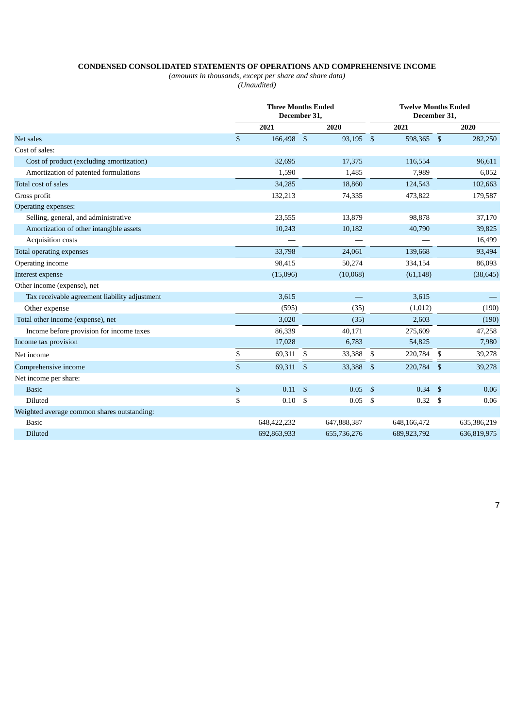**CONDENSED CONSOLIDATED STATEMENTS OF OPERATIONS AND COMPREHENSIVE INCOME**

*(amounts in thousands, except per share and share data)*

*(Unaudited)*

| | Three Months Ended December 31, | | Twelve Months Ended December 31, | |
|---|---|---|---|---|
| | 2021 | 2020 | 2021 | 2020 |
| Net sales | $ 166,498 | $ 93,195 | $ 598,365 | $ 282,250 |
| Cost of sales: | | | | |
| Cost of product (excluding amortization) | 32,695 | 17,375 | 116,554 | 96,611 |
| Amortization of patented formulations | 1,590 | 1,485 | 7,989 | 6,052 |
| Total cost of sales | 34,285 | 18,860 | 124,543 | 102,663 |
| Gross profit | 132,213 | 74,335 | 473,822 | 179,587 |
| Operating expenses: | | | | |
| Selling, general, and administrative | 23,555 | 13,879 | 98,878 | 37,170 |
| Amortization of other intangible assets | 10,243 | 10,182 | 40,790 | 39,825 |
| Acquisition costs | — | — | — | 16,499 |
| Total operating expenses | 33,798 | 24,061 | 139,668 | 93,494 |
| Operating income | 98,415 | 50,274 | 334,154 | 86,093 |
| Interest expense | (15,096) | (10,068) | (61,148) | (38,645) |
| Other income (expense), net | | | | |
| Tax receivable agreement liability adjustment | 3,615 | — | 3,615 | — |
| Other expense | (595) | (35) | (1,012) | (190) |
| Total other income (expense), net | 3,020 | (35) | 2,603 | (190) |
| Income before provision for income taxes | 86,339 | 40,171 | 275,609 | 47,258 |
| Income tax provision | 17,028 | 6,783 | 54,825 | 7,980 |
| Net income | $ 69,311 | $ 33,388 | $ 220,784 | $ 39,278 |
| Comprehensive income | $ 69,311 | $ 33,388 | $ 220,784 | $ 39,278 |
| Net income per share: | | | | |
| Basic | $ 0.11 | $ 0.05 | $ 0.34 | $ 0.06 |
| Diluted | $ 0.10 | $ 0.05 | $ 0.32 | $ 0.06 |
| Weighted average common shares outstanding: | | | | |
| Basic | 648,422,232 | 647,888,387 | 648,166,472 | 635,386,219 |
| Diluted | 692,863,933 | 655,736,276 | 689,923,792 | 636,819,975 |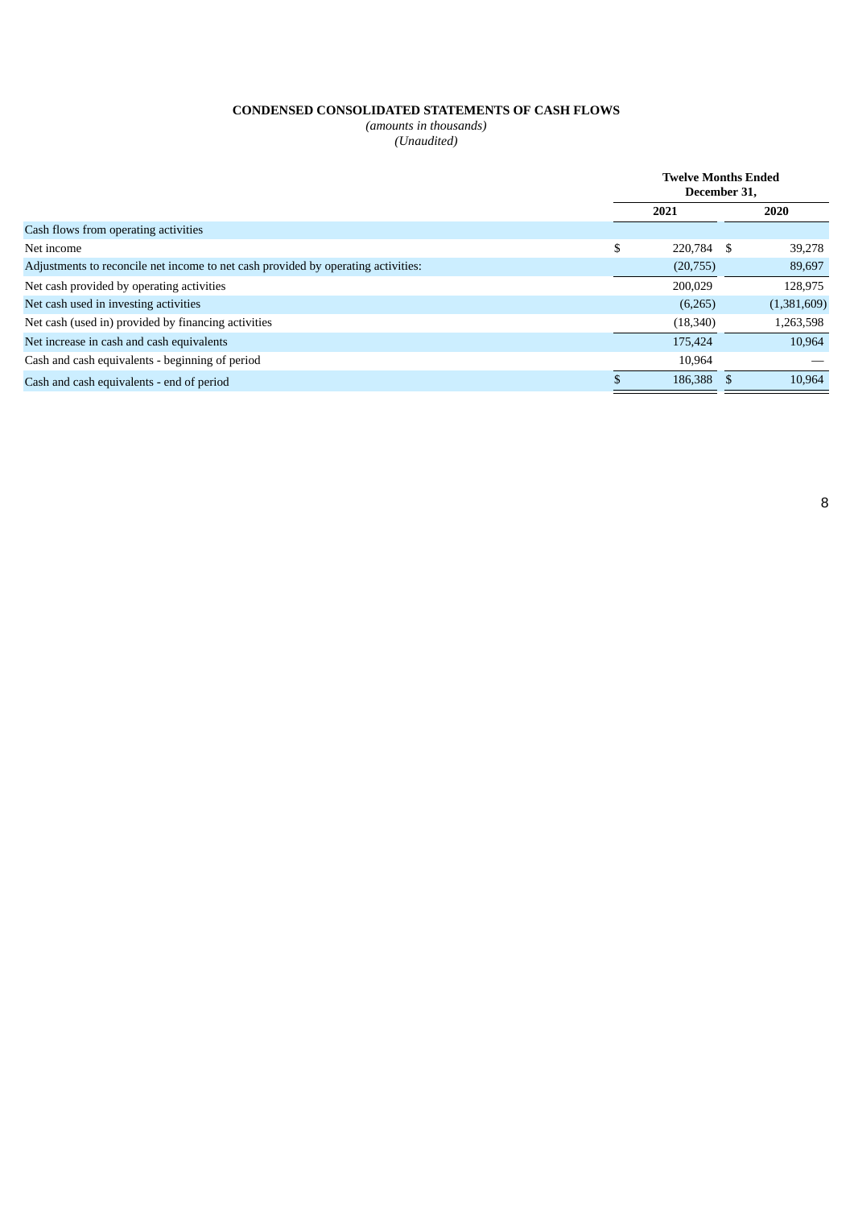**CONDENSED CONSOLIDATED STATEMENTS OF CASH FLOWS**

*(amounts in thousands)*

*(Unaudited)*

| | Twelve Months Ended December 31, | |
|---|---|---|
| | 2021 | 2020 |
| Cash flows from operating activities | | |
| Net income | $ 220,784 | $ 39,278 |
| Adjustments to reconcile net income to net cash provided by operating activities: | (20,755) | 89,697 |
| Net cash provided by operating activities | 200,029 | 128,975 |
| Net cash used in investing activities | (6,265) | (1,381,609) |
| Net cash (used in) provided by financing activities | (18,340) | 1,263,598 |
| Net increase in cash and cash equivalents | 175,424 | 10,964 |
| Cash and cash equivalents - beginning of period | 10,964 | — |
| Cash and cash equivalents - end of period | $ 186,388 | $ 10,964 |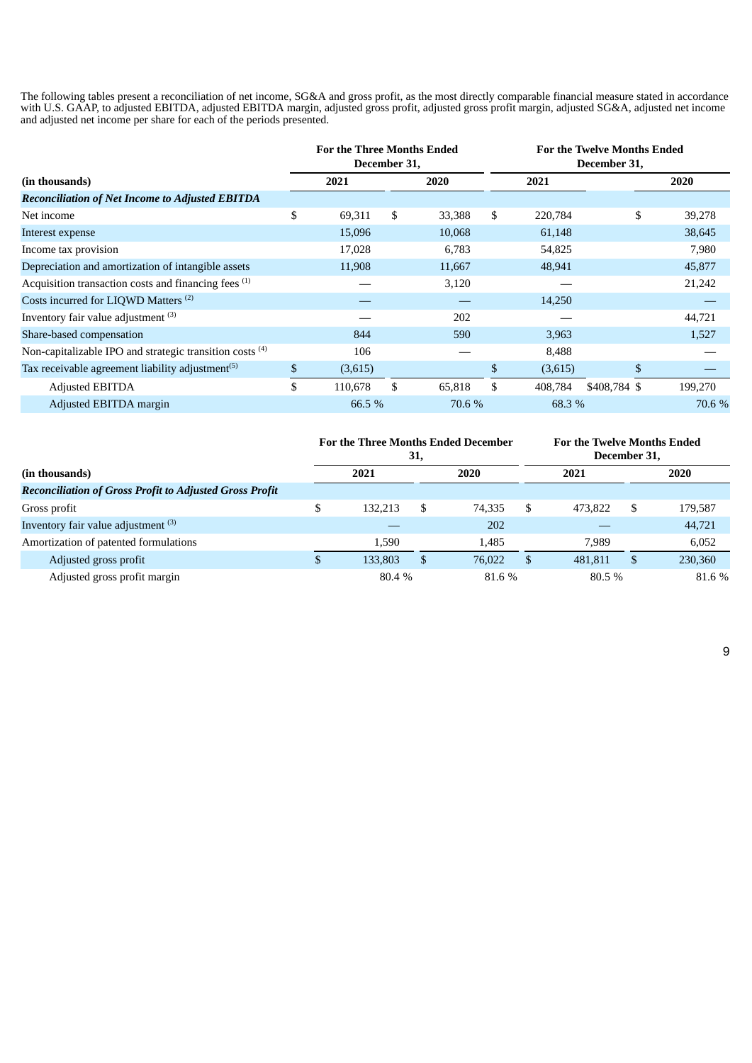The following tables present a reconciliation of net income, SG&A and gross profit, as the most directly comparable financial measure stated in accordance with U.S. GAAP, to adjusted EBITDA, adjusted EBITDA margin, adjusted gross profit, adjusted gross profit margin, adjusted SG&A, adjusted net income and adjusted net income per share for each of the periods presented.

| (in thousands) | For the Three Months Ended December 31, 2021 | For the Three Months Ended December 31, 2020 | For the Twelve Months Ended December 31, 2021 | For the Twelve Months Ended December 31, 2020 |
|---|---|---|---|---|
| ***Reconciliation of Net Income to Adjusted EBITDA*** | | | | |
| Net income | $ 69,311 | $ 33,388 | $ 220,784 | $ 39,278 |
| Interest expense | 15,096 | 10,068 | 61,148 | 38,645 |
| Income tax provision | 17,028 | 6,783 | 54,825 | 7,980 |
| Depreciation and amortization of intangible assets | 11,908 | 11,667 | 48,941 | 45,877 |
| Acquisition transaction costs and financing fees [1] | — | 3,120 | — | 21,242 |
| Costs incurred for LIQWD Matters [2] | — | — | 14,250 | — |
| Inventory fair value adjustment [3] | — | 202 | — | 44,721 |
| Share-based compensation | 844 | 590 | 3,963 | 1,527 |
| Non-capitalizable IPO and strategic transition costs [4] | 106 | — | 8,488 | — |
| Tax receivable agreement liability adjustment[5] | $ (3,615) | | $ (3,615) | $ — |
| Adjusted EBITDA | $ 110,678 | $ 65,818 | $ 408,784 | $408,784 $ 199,270 |
| Adjusted EBITDA margin | 66.5 % | 70.6 % | 68.3 % | 70.6 % |

| (in thousands) | For the Three Months Ended December 31, 2021 | For the Three Months Ended December 31, 2020 | For the Twelve Months Ended December 31, 2021 | For the Twelve Months Ended December 31, 2020 |
|---|---|---|---|---|
| ***Reconciliation of Gross Profit to Adjusted Gross Profit*** | | | | |
| Gross profit | $ 132,213 | $ 74,335 | $ 473,822 | $ 179,587 |
| Inventory fair value adjustment [3] | — | 202 | — | 44,721 |
| Amortization of patented formulations | 1,590 | 1,485 | 7,989 | 6,052 |
| Adjusted gross profit | $ 133,803 | $ 76,022 | $ 481,811 | $ 230,360 |
| Adjusted gross profit margin | 80.4 % | 81.6 % | 80.5 % | 81.6 % |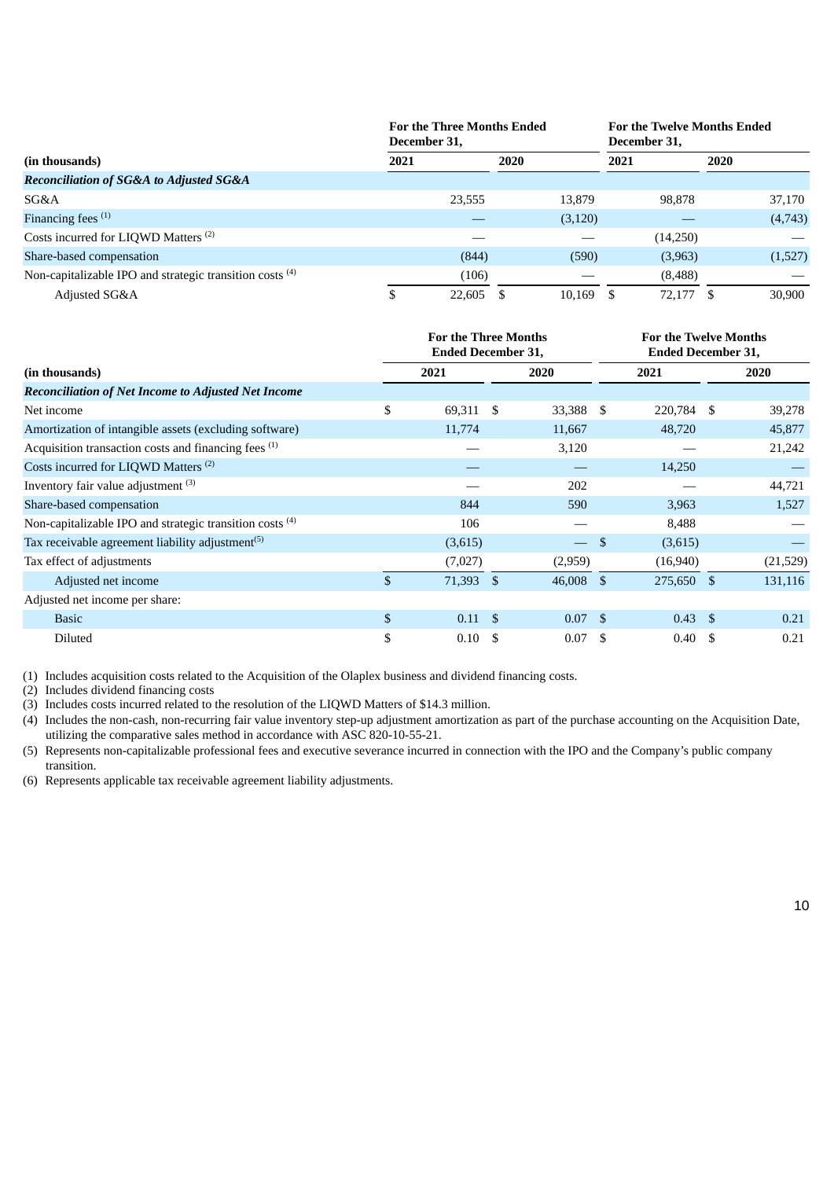| (in thousands) | For the Three Months Ended December 31, 2021 | For the Three Months Ended December 31, 2020 | For the Twelve Months Ended December 31, 2021 | For the Twelve Months Ended December 31, 2020 |
|---|---|---|---|---|
| ***Reconciliation of SG&A to Adjusted SG&A*** | | | | |
| SG&A | 23,555 | 13,879 | 98,878 | 37,170 |
| Financing fees [1] | — | (3,120) | — | (4,743) |
| Costs incurred for LIQWD Matters [2] | — | — | (14,250) | — |
| Share-based compensation | (844) | (590) | (3,963) | (1,527) |
| Non-capitalizable IPO and strategic transition costs [4] | (106) | — | (8,488) | — |
| Adjusted SG&A | $ 22,605 | $ 10,169 | $ 72,177 | $ 30,900 |

| (in thousands) | For the Three Months Ended December 31, 2021 | For the Three Months Ended December 31, 2020 | For the Twelve Months Ended December 31, 2021 | For the Twelve Months Ended December 31, 2020 |
|---|---|---|---|---|
| ***Reconciliation of Net Income to Adjusted Net Income*** | | | | |
| Net income | $ 69,311 | $ 33,388 | $ 220,784 | $ 39,278 |
| Amortization of intangible assets (excluding software) | 11,774 | 11,667 | 48,720 | 45,877 |
| Acquisition transaction costs and financing fees [1] | — | 3,120 | — | 21,242 |
| Costs incurred for LIQWD Matters [2] | — | — | 14,250 | — |
| Inventory fair value adjustment [3] | — | 202 | — | 44,721 |
| Share-based compensation | 844 | 590 | 3,963 | 1,527 |
| Non-capitalizable IPO and strategic transition costs [4] | 106 | — | 8,488 | — |
| Tax receivable agreement liability adjustment[5] | (3,615) | — | $ (3,615) | — |
| Tax effect of adjustments | (7,027) | (2,959) | (16,940) | (21,529) |
| Adjusted net income | $ 71,393 | $ 46,008 | $ 275,650 | $ 131,116 |
| Adjusted net income per share: | | | | |
| Basic | $ 0.11 | $ 0.07 | $ 0.43 | $ 0.21 |
| Diluted | $ 0.10 | $ 0.07 | $ 0.40 | $ 0.21 |

(1) Includes acquisition costs related to the Acquisition of the Olaplex business and dividend financing costs.

(2) Includes dividend financing costs

(3) Includes costs incurred related to the resolution of the LIQWD Matters of $14.3 million.

(4) Includes the non-cash, non-recurring fair value inventory step-up adjustment amortization as part of the purchase accounting on the Acquisition Date, utilizing the comparative sales method in accordance with ASC 820-10-55-21.

(5) Represents non-capitalizable professional fees and executive severance incurred in connection with the IPO and the Company's public company transition.

(6) Represents applicable tax receivable agreement liability adjustments.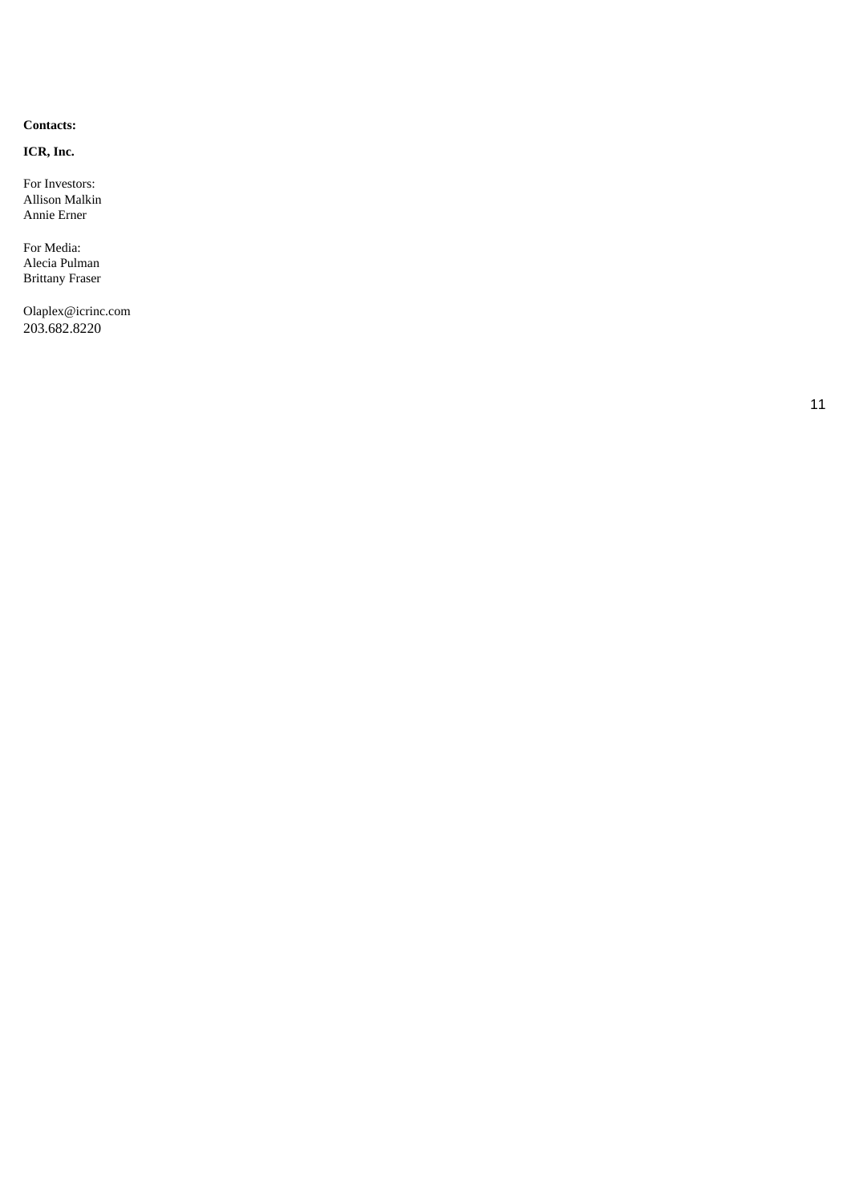**Contacts:**

**ICR, Inc.**

For Investors:
Allison Malkin
Annie Erner

For Media:
Alecia Pulman
Brittany Fraser

Olaplex@icrinc.com
203.682.8220